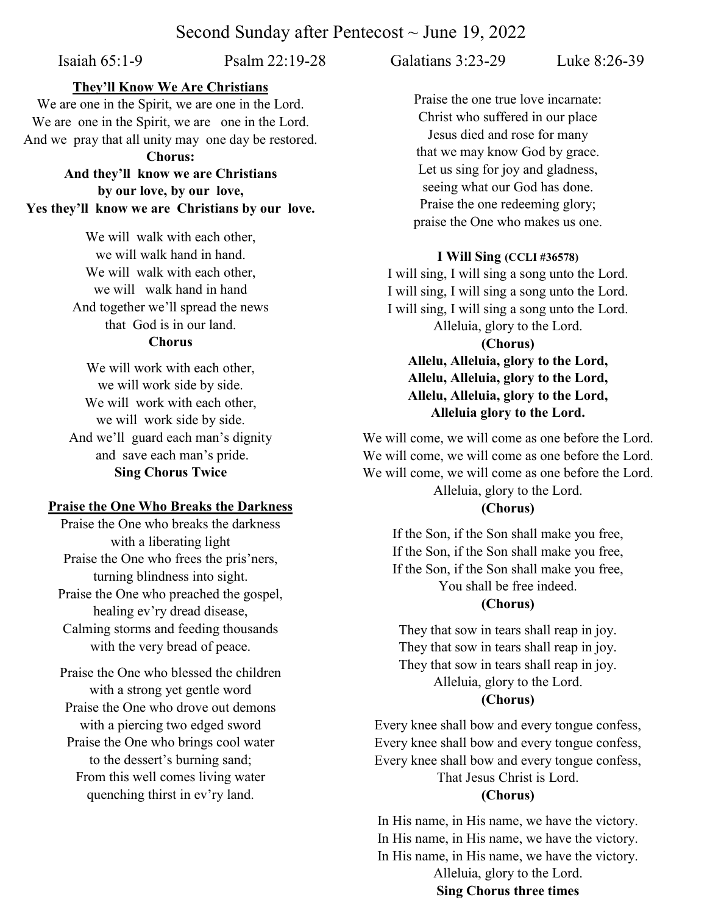# Second Sunday after Pentecost ~ June 19, 2022

Isaiah 65:1-9 Psalm 22:19-28 Galatians 3:23-29 Luke 8:26-39

## They'll Know We Are Christians

We are one in the Spirit, we are one in the Lord.
We are one in the Spirit, we are one in the Lord.
And we pray that all unity may one day be restored.

**Chorus:**
**And they'll know we are Christians**
**by our love, by our love,**
**Yes they'll know we are Christians by our love.**

We will walk with each other,
we will walk hand in hand.
We will walk with each other,
we will walk hand in hand
And together we'll spread the news
that God is in our land.
**Chorus**

We will work with each other,
we will work side by side.
We will work with each other,
we will work side by side.
And we'll guard each man's dignity
and save each man's pride.
**Sing Chorus Twice**

## Praise the One Who Breaks the Darkness

Praise the One who breaks the darkness
with a liberating light
Praise the One who frees the pris'ners,
turning blindness into sight.
Praise the One who preached the gospel,
healing ev'ry dread disease,
Calming storms and feeding thousands
with the very bread of peace.

Praise the One who blessed the children
with a strong yet gentle word
Praise the One who drove out demons
with a piercing two edged sword
Praise the One who brings cool water
to the dessert's burning sand;
From this well comes living water
quenching thirst in ev'ry land.

Praise the one true love incarnate:
Christ who suffered in our place
Jesus died and rose for many
that we may know God by grace.
Let us sing for joy and gladness,
seeing what our God has done.
Praise the one redeeming glory;
praise the One who makes us one.

## I Will Sing (CCLI #36578)

I will sing, I will sing a song unto the Lord.
I will sing, I will sing a song unto the Lord.
I will sing, I will sing a song unto the Lord.
Alleluia, glory to the Lord.

**(Chorus)**
**Allelu, Alleluia, glory to the Lord,**
**Allelu, Alleluia, glory to the Lord,**
**Allelu, Alleluia, glory to the Lord,**
**Alleluia glory to the Lord.**

We will come, we will come as one before the Lord.
We will come, we will come as one before the Lord.
We will come, we will come as one before the Lord.
Alleluia, glory to the Lord.
**(Chorus)**

If the Son, if the Son shall make you free,
If the Son, if the Son shall make you free,
If the Son, if the Son shall make you free,
You shall be free indeed.
**(Chorus)**

They that sow in tears shall reap in joy.
They that sow in tears shall reap in joy.
They that sow in tears shall reap in joy.
Alleluia, glory to the Lord.
**(Chorus)**

Every knee shall bow and every tongue confess,
Every knee shall bow and every tongue confess,
Every knee shall bow and every tongue confess,
That Jesus Christ is Lord.
**(Chorus)**

In His name, in His name, we have the victory.
In His name, in His name, we have the victory.
In His name, in His name, we have the victory.
Alleluia, glory to the Lord.
**Sing Chorus three times**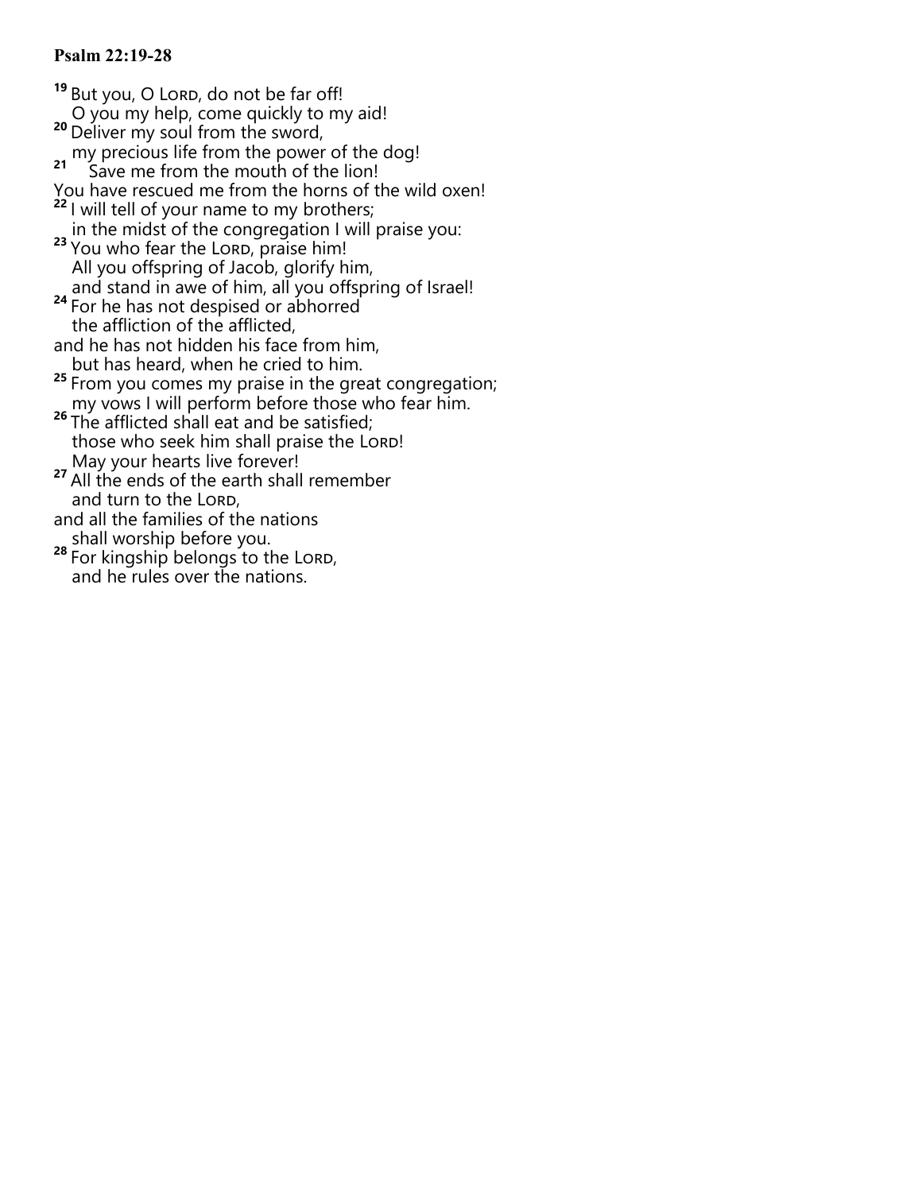**Psalm 22:19-28**

[19] But you, O LORD, do not be far off!
O you my help, come quickly to my aid!
[20] Deliver my soul from the sword,
my precious life from the power of the dog!
[21] Save me from the mouth of the lion!
You have rescued me from the horns of the wild oxen!
[22] I will tell of your name to my brothers;
in the midst of the congregation I will praise you:
[23] You who fear the LORD, praise him!
All you offspring of Jacob, glorify him,
and stand in awe of him, all you offspring of Israel!
[24] For he has not despised or abhorred
the affliction of the afflicted,
and he has not hidden his face from him,
but has heard, when he cried to him.
[25] From you comes my praise in the great congregation;
my vows I will perform before those who fear him.
[26] The afflicted shall eat and be satisfied;
those who seek him shall praise the LORD!
May your hearts live forever!
[27] All the ends of the earth shall remember
and turn to the LORD,
and all the families of the nations
shall worship before you.
[28] For kingship belongs to the LORD,
and he rules over the nations.